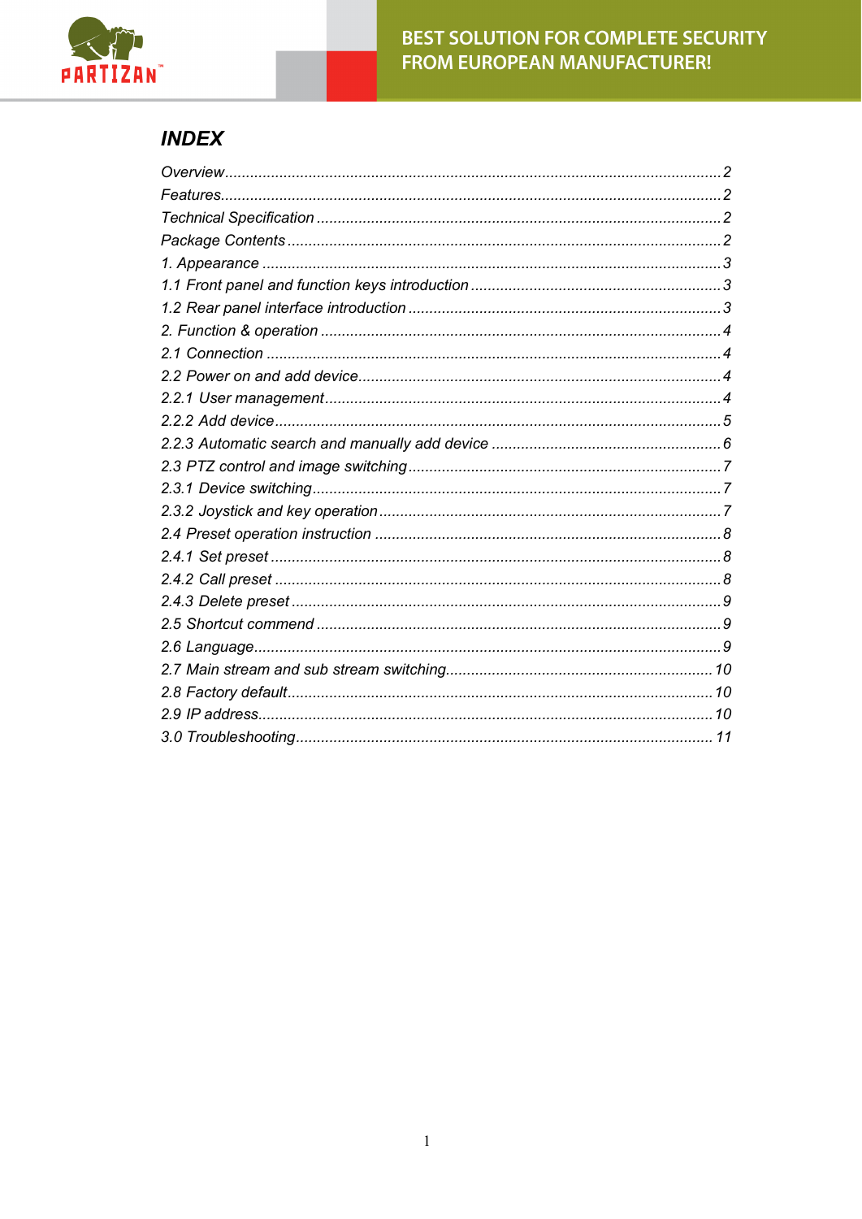# *INDEX*

*Overview* ........................................................................................................ *2*
*Features* ......................................................................................................... *2*
*Technical Specification* ................................................................................ *2*
*Package Contents* ......................................................................................... *2*
*1. Appearance* ................................................................................................ *3*
*1.1 Front panel and function keys introduction* ............................................ *3*
*1.2 Rear panel interface introduction* ........................................................... *3*
*2. Function & operation* ................................................................................ *4*
*2.1 Connection* ................................................................................................ *4*
*2.2 Power on and add device* ......................................................................... *4*
*2.2.1 User management* ................................................................................ *4*
*2.2.2 Add device* ............................................................................................ *5*
*2.2.3 Automatic search and manually add device* ........................................ *6*
*2.3 PTZ control and image switching* ............................................................ *7*
*2.3.1 Device switching* ................................................................................... *7*
*2.3.2 Joystick and key operation* ................................................................... *7*
*2.4 Preset operation instruction* .................................................................... *8*
*2.4.1 Set preset* .............................................................................................. *8*
*2.4.2 Call preset* ............................................................................................. *8*
*2.4.3 Delete preset* ......................................................................................... *9*
*2.5 Shortcut commend* ................................................................................... *9*
*2.6 Language* ................................................................................................... *9*
*2.7 Main stream and sub stream switching* .................................................. *10*
*2.8 Factory default* ......................................................................................... *10*
*2.9 IP address* ................................................................................................. *10*
*3.0 Troubleshooting* ........................................................................................ *11*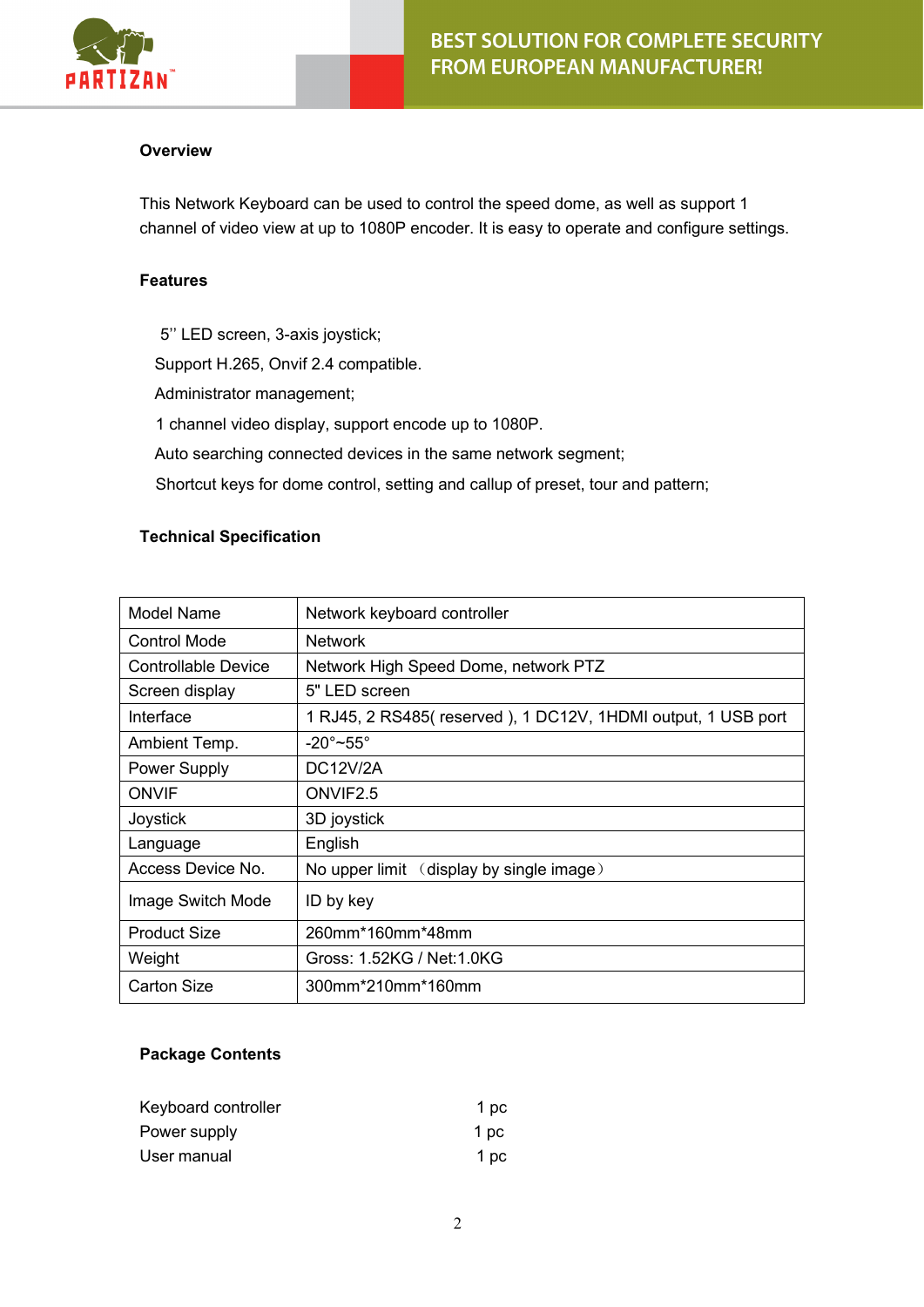## Overview

This Network Keyboard can be used to control the speed dome, as well as support 1 channel of video view at up to 1080P encoder. It is easy to operate and configure settings.

## Features

- 5'' LED screen, 3-axis joystick;
- Support H.265, Onvif 2.4 compatible.
- Administrator management;
- 1 channel video display, support encode up to 1080P.
- Auto searching connected devices in the same network segment;
- Shortcut keys for dome control, setting and callup of preset, tour and pattern;

## Technical Specification

| Model Name | Network keyboard controller |
|---|---|
| Control Mode | Network |
| Controllable Device | Network High Speed Dome, network PTZ |
| Screen display | 5" LED screen |
| Interface | 1 RJ45, 2 RS485( reserved ), 1 DC12V, 1HDMI output, 1 USB port |
| Ambient Temp. | -20°~55° |
| Power Supply | DC12V/2A |
| ONVIF | ONVIF2.5 |
| Joystick | 3D joystick |
| Language | English |
| Access Device No. | No upper limit （display by single image） |
| Image Switch Mode | ID by key |
| Product Size | 260mm*160mm*48mm |
| Weight | Gross: 1.52KG / Net:1.0KG |
| Carton Size | 300mm*210mm*160mm |

## Package Contents

| | |
|---|---|
| Keyboard controller | 1 pc |
| Power supply | 1 pc |
| User manual | 1 pc |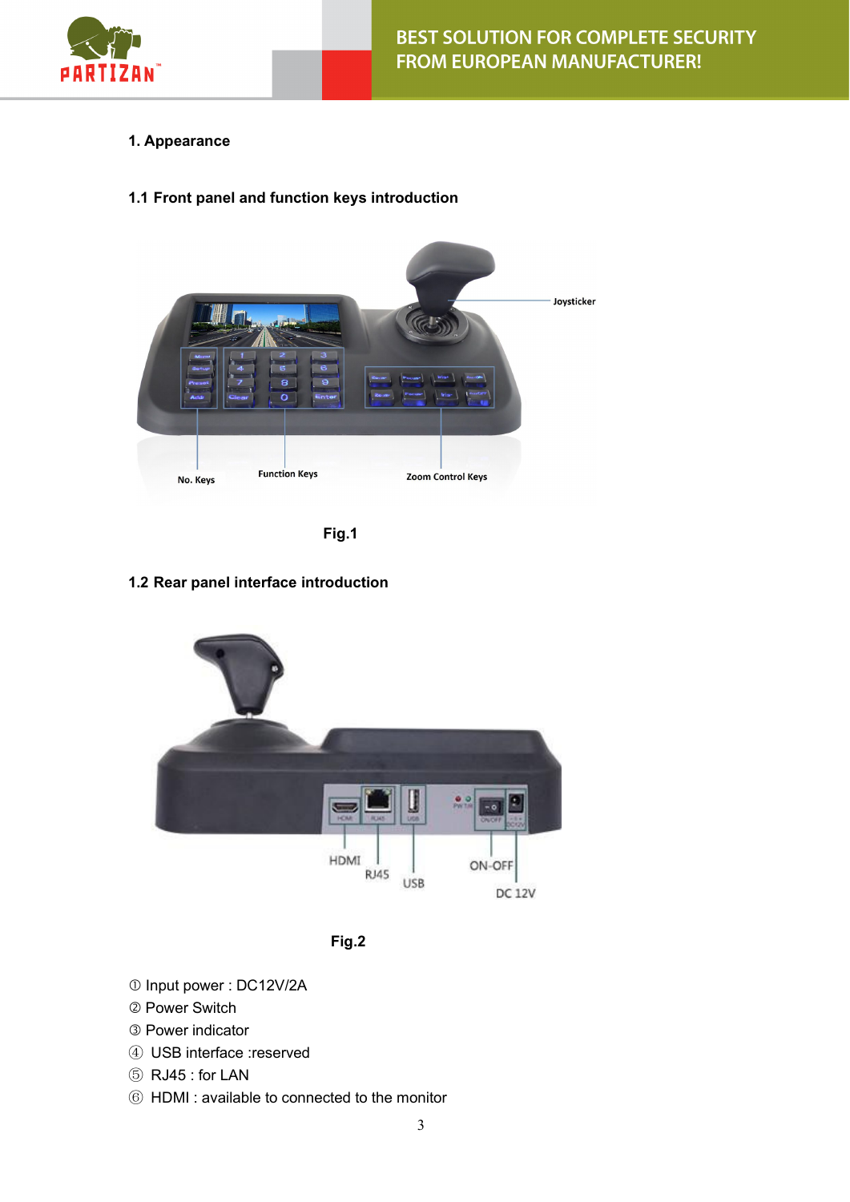## 1. Appearance

### 1.1 Front panel and function keys introduction

Joysticker

No. Keys

Function Keys

Zoom Control Keys

Fig.1

### 1.2 Rear panel interface introduction

HDMI

RJ45

USB

ON-OFF

DC 12V

Fig.2

① Input power : DC12V/2A

② Power Switch

③ Power indicator

④ USB interface :reserved

⑤ RJ45 : for LAN

⑥ HDMI : available to connected to the monitor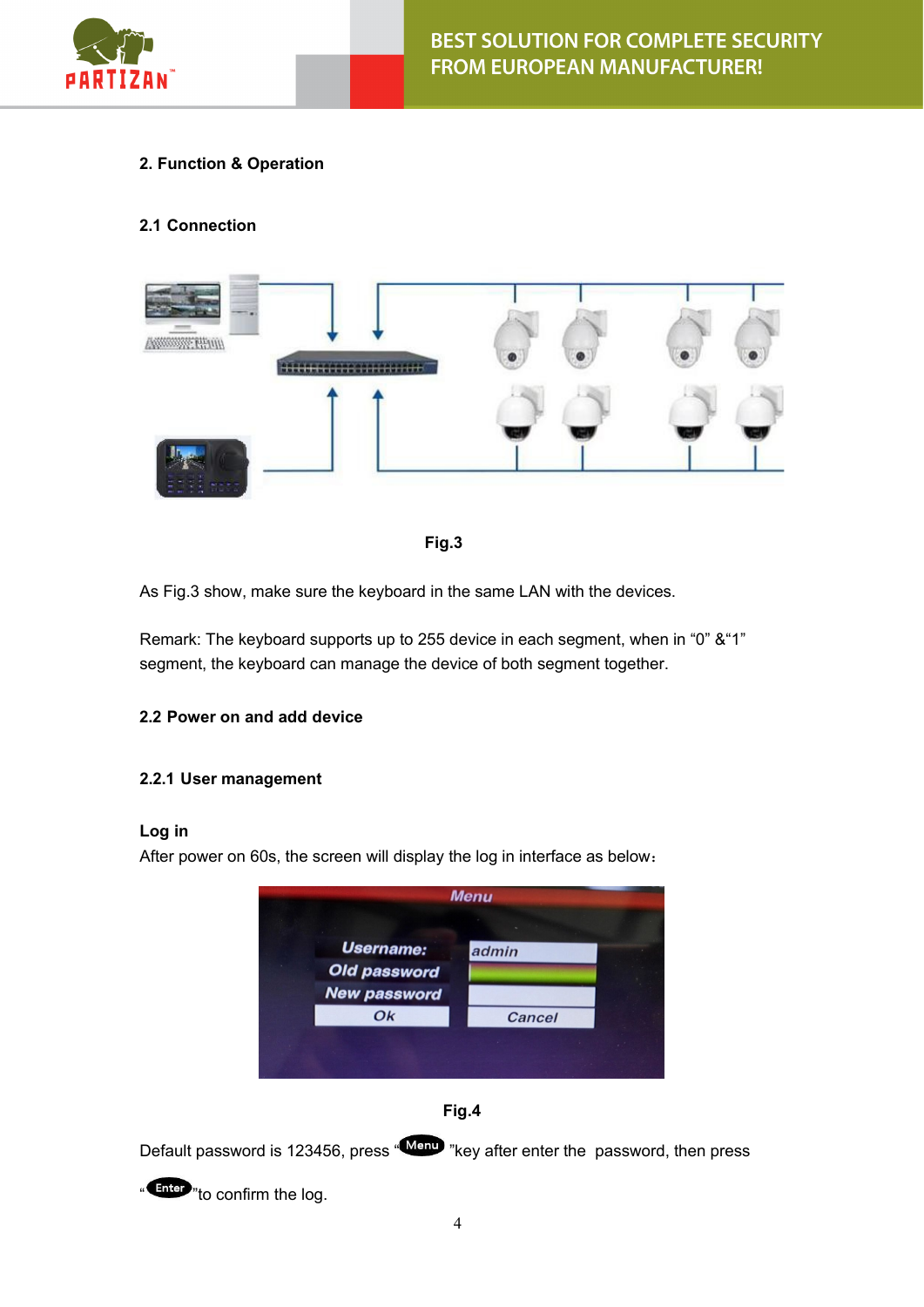## 2. Function & Operation

### 2.1 Connection

Fig.3

As Fig.3 show, make sure the keyboard in the same LAN with the devices.

Remark: The keyboard supports up to 255 device in each segment, when in “0” &“1” segment, the keyboard can manage the device of both segment together.

### 2.2 Power on and add device

#### 2.2.1 User management

**Log in**

After power on 60s, the screen will display the log in interface as below：

Fig.4

Default password is 123456, press “Menu ”key after enter the password, then press “Enter ”to confirm the log.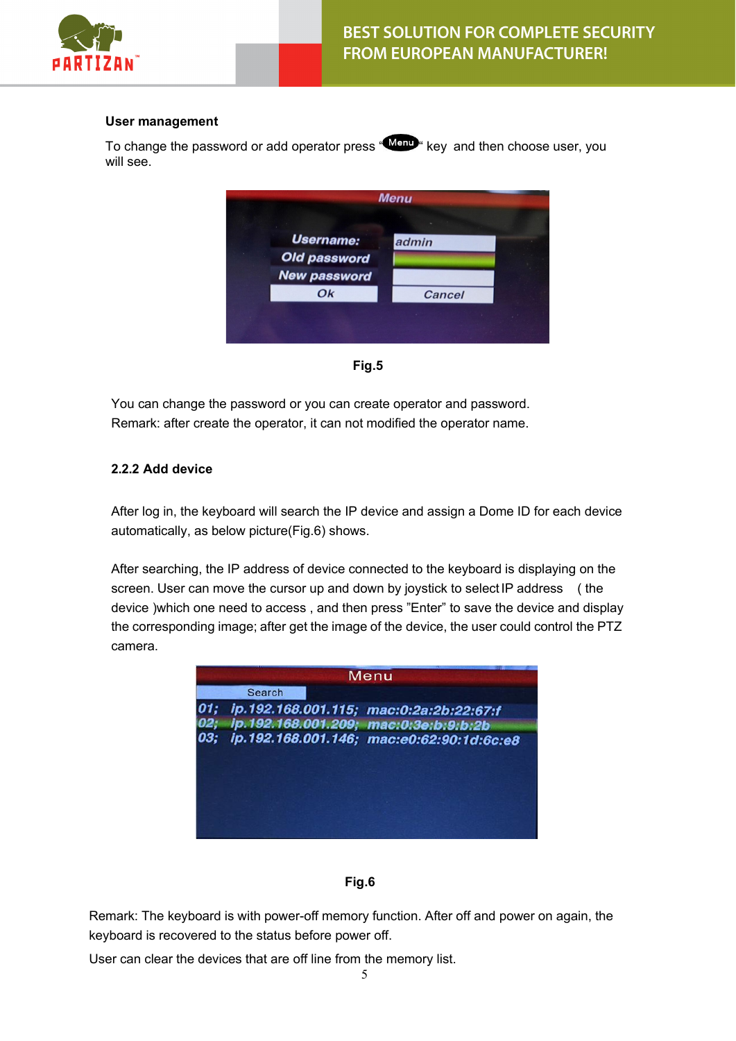**User management**

To change the password or add operator press "Menu" key and then choose user, you will see.

Fig.5

You can change the password or you can create operator and password.
Remark: after create the operator, it can not modified the operator name.

**2.2.2 Add device**

After log in, the keyboard will search the IP device and assign a Dome ID for each device automatically, as below picture(Fig.6) shows.

After searching, the IP address of device connected to the keyboard is displaying on the screen. User can move the cursor up and down by joystick to select IP address ( the device )which one need to access , and then press "Enter" to save the device and display the corresponding image; after get the image of the device, the user could control the PTZ camera.

Fig.6

Remark: The keyboard is with power-off memory function. After off and power on again, the keyboard is recovered to the status before power off.

User can clear the devices that are off line from the memory list.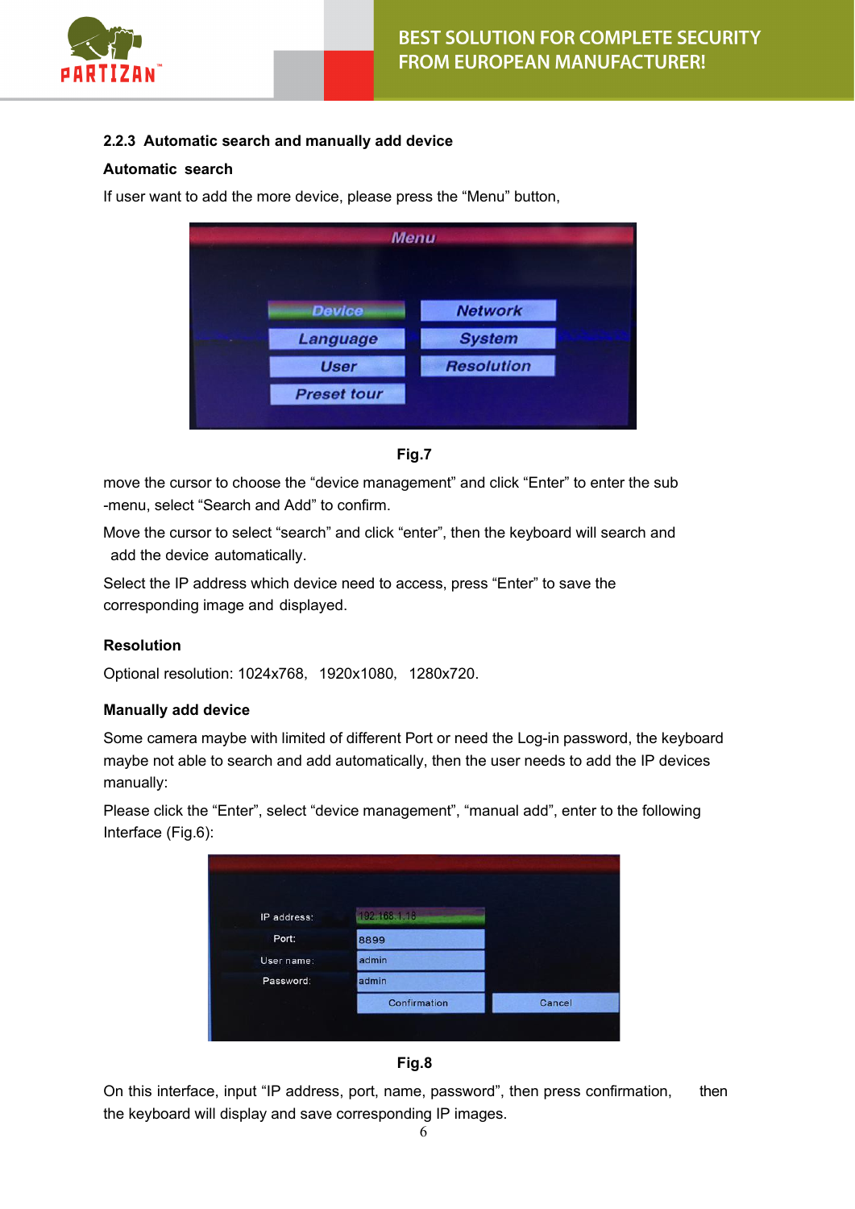### 2.2.3 Automatic search and manually add device

**Automatic search**

If user want to add the more device, please press the "Menu" button,

Fig.7

move the cursor to choose the "device management" and click "Enter" to enter the sub -menu, select "Search and Add" to confirm.

Move the cursor to select "search" and click "enter", then the keyboard will search and add the device automatically.

Select the IP address which device need to access, press "Enter" to save the corresponding image and displayed.

**Resolution**

Optional resolution: 1024x768, 1920x1080, 1280x720.

**Manually add device**

Some camera maybe with limited of different Port or need the Log-in password, the keyboard maybe not able to search and add automatically, then the user needs to add the IP devices manually:

Please click the "Enter", select "device management", "manual add", enter to the following Interface (Fig.6):

Fig.8

On this interface, input "IP address, port, name, password", then press confirmation, then the keyboard will display and save corresponding IP images.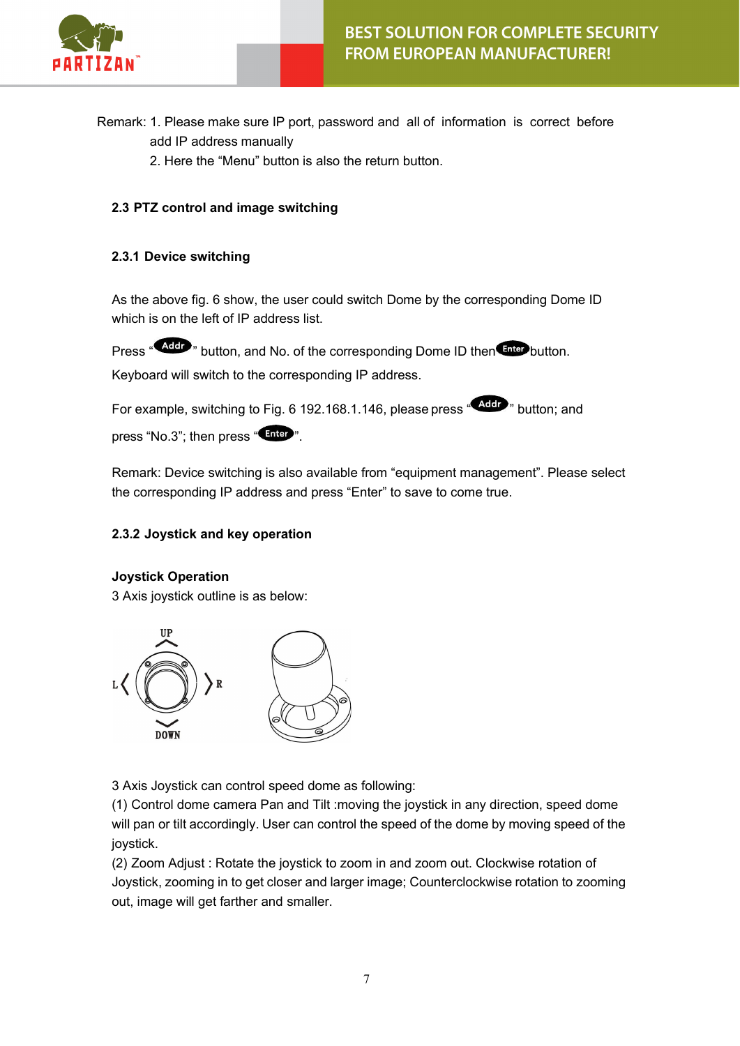Remark: 1. Please make sure IP port, password and all of information is correct before add IP address manually

2. Here the “Menu” button is also the return button.

### 2.3 PTZ control and image switching

#### 2.3.1 Device switching

As the above fig. 6 show, the user could switch Dome by the corresponding Dome ID which is on the left of IP address list.

Press “Addr” button, and No. of the corresponding Dome ID then Enter button. Keyboard will switch to the corresponding IP address.

For example, switching to Fig. 6 192.168.1.146, please press “Addr” button; and press “No.3”; then press “Enter”.

Remark: Device switching is also available from “equipment management”. Please select the corresponding IP address and press “Enter” to save to come true.

#### 2.3.2 Joystick and key operation

**Joystick Operation**

3 Axis joystick outline is as below:

UP

L R

DOWN

3 Axis Joystick can control speed dome as following:

(1) Control dome camera Pan and Tilt :moving the joystick in any direction, speed dome will pan or tilt accordingly. User can control the speed of the dome by moving speed of the joystick.

(2) Zoom Adjust : Rotate the joystick to zoom in and zoom out. Clockwise rotation of Joystick, zooming in to get closer and larger image; Counterclockwise rotation to zooming out, image will get farther and smaller.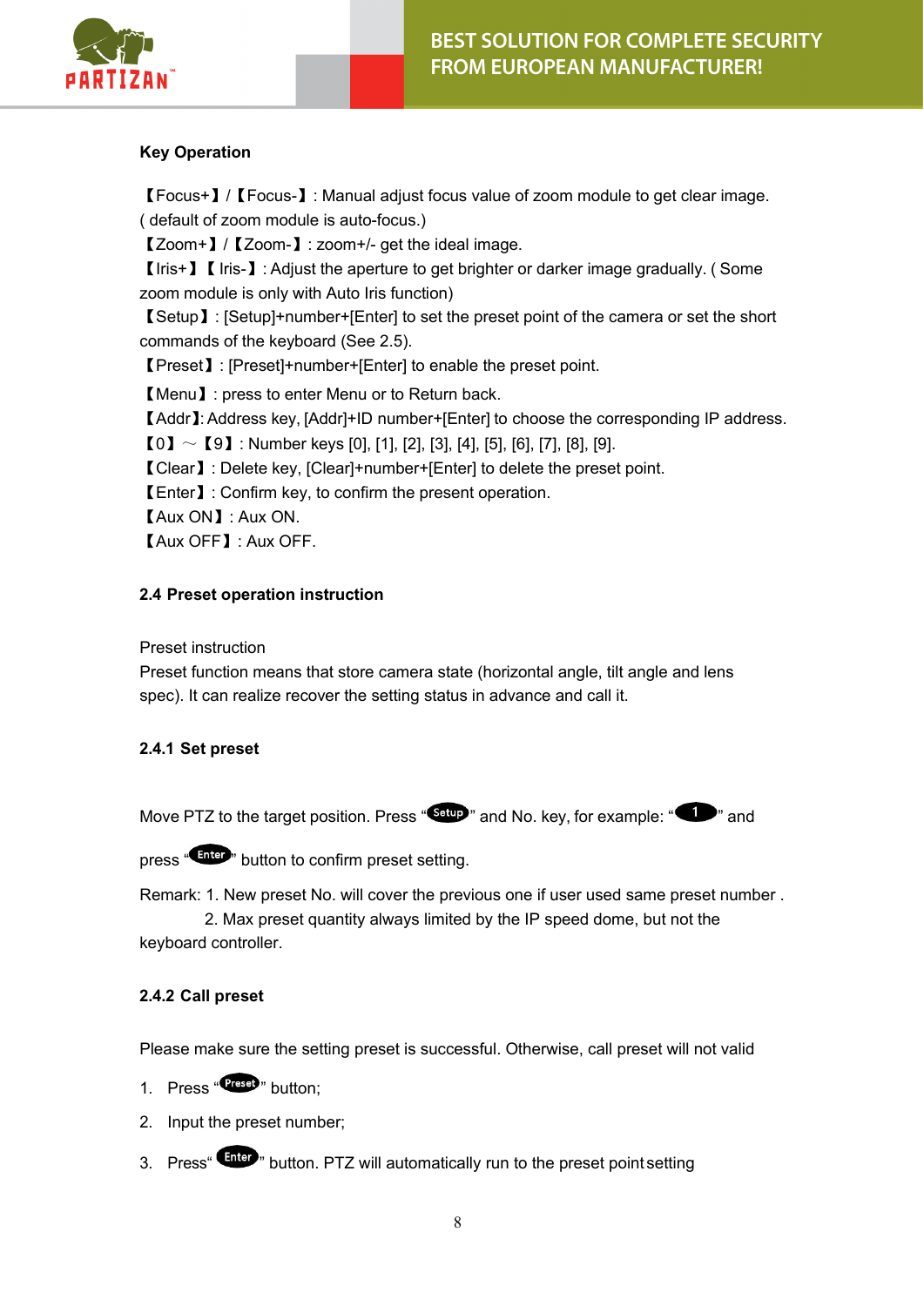**Key Operation**

【Focus+】/【Focus-】: Manual adjust focus value of zoom module to get clear image. ( default of zoom module is auto-focus.)
【Zoom+】/【Zoom-】: zoom+/- get the ideal image.
【Iris+】【 Iris-】: Adjust the aperture to get brighter or darker image gradually. ( Some zoom module is only with Auto Iris function)
【Setup】: [Setup]+number+[Enter] to set the preset point of the camera or set the short commands of the keyboard (See 2.5).
【Preset】: [Preset]+number+[Enter] to enable the preset point.
【Menu】: press to enter Menu or to Return back.
【Addr】: Address key, [Addr]+ID number+[Enter] to choose the corresponding IP address.
【0】～【9】: Number keys [0], [1], [2], [3], [4], [5], [6], [7], [8], [9].
【Clear】: Delete key, [Clear]+number+[Enter] to delete the preset point.
【Enter】: Confirm key, to confirm the present operation.
【Aux ON】: Aux ON.
【Aux OFF】: Aux OFF.

## 2.4 Preset operation instruction

Preset instruction
Preset function means that store camera state (horizontal angle, tilt angle and lens spec). It can realize recover the setting status in advance and call it.

### 2.4.1 Set preset

Move PTZ to the target position. Press "Setup" and No. key, for example: "1" and press "Enter" button to confirm preset setting.

Remark: 1. New preset No. will cover the previous one if user used same preset number .
2. Max preset quantity always limited by the IP speed dome, but not the keyboard controller.

### 2.4.2 Call preset

Please make sure the setting preset is successful. Otherwise, call preset will not valid

1. Press "Preset" button;
2. Input the preset number;
3. Press" Enter" button. PTZ will automatically run to the preset point setting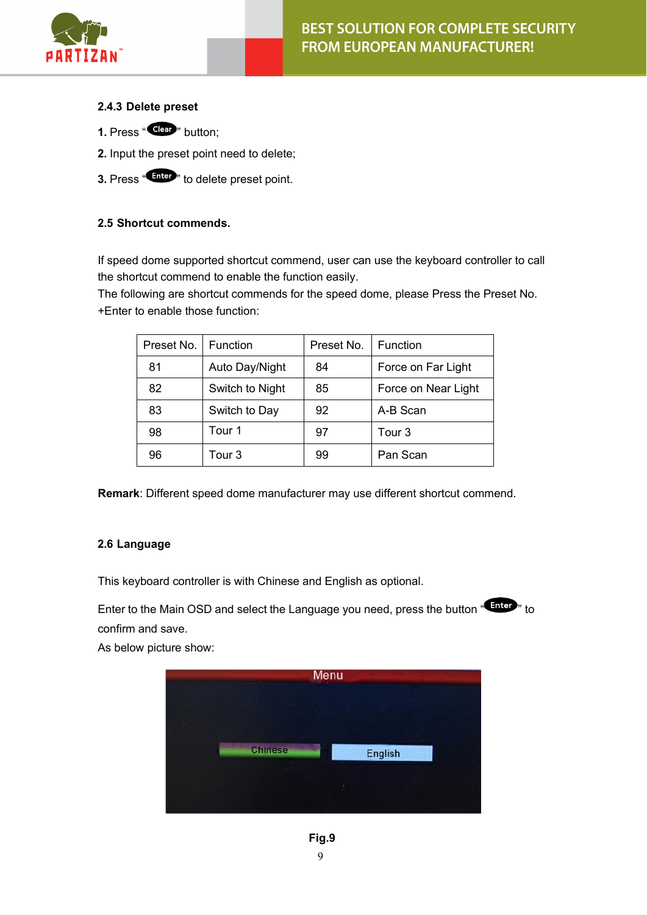### 2.4.3 Delete preset

**1.** Press “Clear” button;

**2.** Input the preset point need to delete;

**3.** Press “Enter” to delete preset point.

### 2.5 Shortcut commends.

If speed dome supported shortcut commend, user can use the keyboard controller to call the shortcut commend to enable the function easily.
The following are shortcut commends for the speed dome, please Press the Preset No. +Enter to enable those function:

| Preset No. | Function | Preset No. | Function |
|---|---|---|---|
| 81 | Auto Day/Night | 84 | Force on Far Light |
| 82 | Switch to Night | 85 | Force on Near Light |
| 83 | Switch to Day | 92 | A-B Scan |
| 98 | Tour 1 | 97 | Tour 3 |
| 96 | Tour 3 | 99 | Pan Scan |

**Remark**: Different speed dome manufacturer may use different shortcut commend.

### 2.6 Language

This keyboard controller is with Chinese and English as optional.

Enter to the Main OSD and select the Language you need, press the button “Enter” to confirm and save.
As below picture show:

Menu

Chinese English

**Fig.9**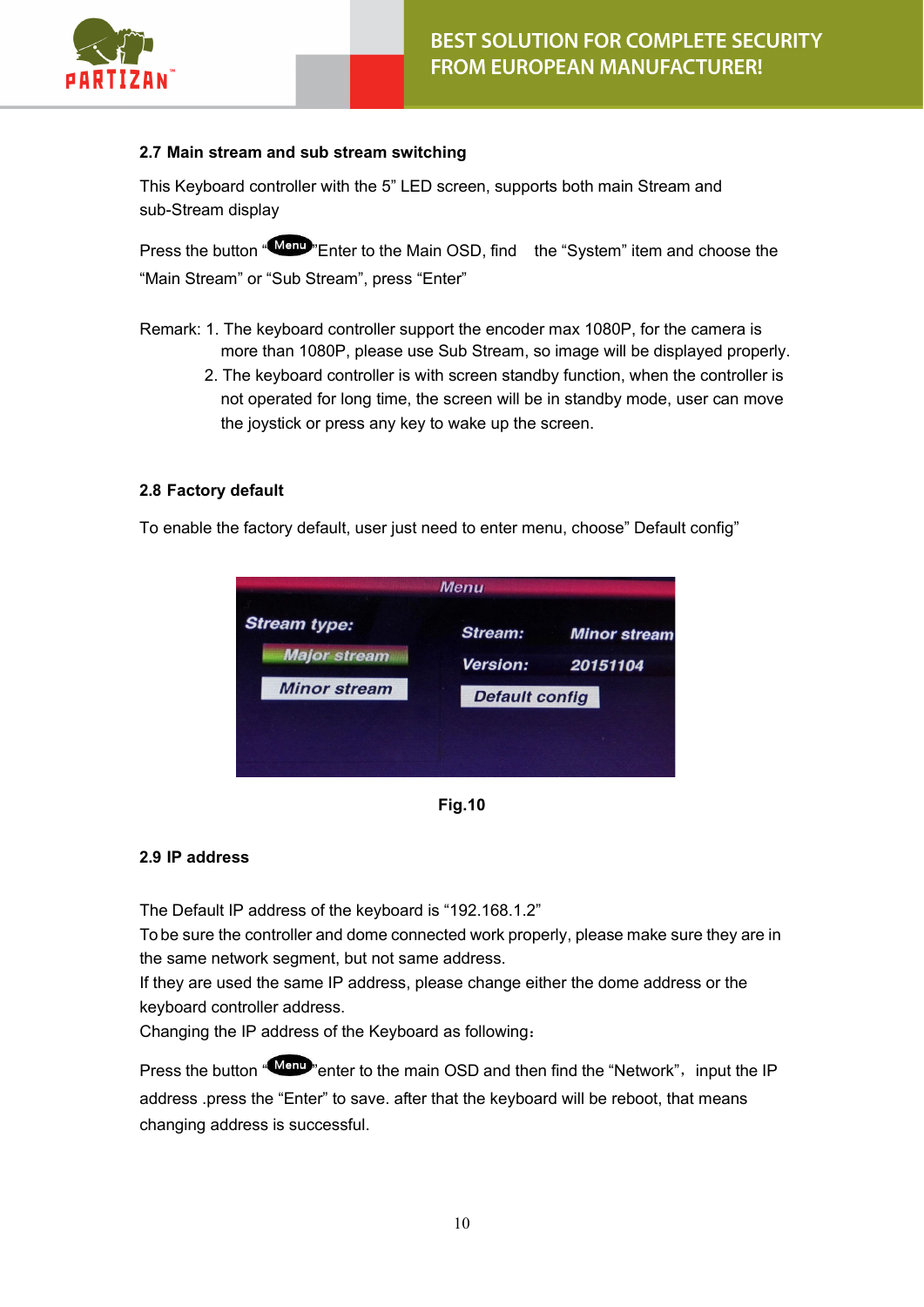### 2.7 Main stream and sub stream switching

This Keyboard controller with the 5” LED screen, supports both main Stream and sub-Stream display

Press the button “Menu”Enter to the Main OSD, find the “System” item and choose the “Main Stream” or “Sub Stream”, press “Enter”

Remark: 1. The keyboard controller support the encoder max 1080P, for the camera is more than 1080P, please use Sub Stream, so image will be displayed properly.

2. The keyboard controller is with screen standby function, when the controller is not operated for long time, the screen will be in standby mode, user can move the joystick or press any key to wake up the screen.

### 2.8 Factory default

To enable the factory default, user just need to enter menu, choose” Default config”

Fig.10

### 2.9 IP address

The Default IP address of the keyboard is “192.168.1.2”

To be sure the controller and dome connected work properly, please make sure they are in the same network segment, but not same address.

If they are used the same IP address, please change either the dome address or the keyboard controller address.

Changing the IP address of the Keyboard as following：

Press the button “Menu”enter to the main OSD and then find the “Network”，input the IP address .press the “Enter” to save. after that the keyboard will be reboot, that means changing address is successful.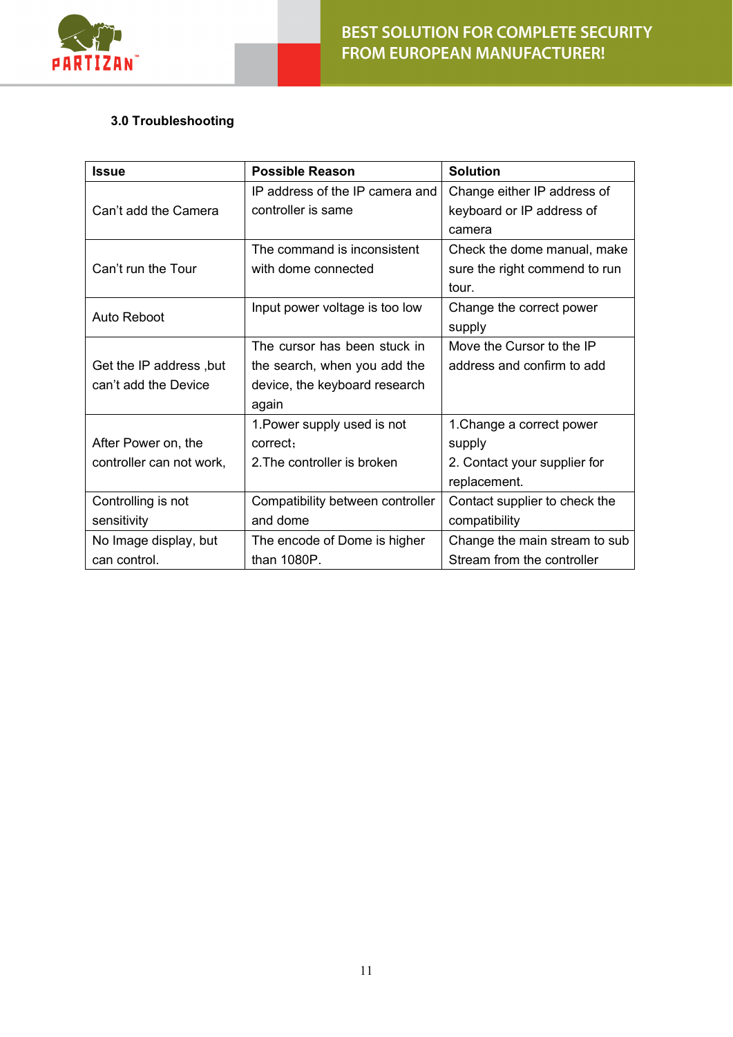### 3.0 Troubleshooting

| Issue | Possible Reason | Solution |
|---|---|---|
| Can't add the Camera | IP address of the IP camera and controller is same | Change either IP address of keyboard or IP address of camera |
| Can't run the Tour | The command is inconsistent with dome connected | Check the dome manual, make sure the right commend to run tour. |
| Auto Reboot | Input power voltage is too low | Change the correct power supply |
| Get the IP address ,but can't add the Device | The cursor has been stuck in the search, when you add the device, the keyboard research again | Move the Cursor to the IP address and confirm to add |
| After Power on, the controller can not work, | 1.Power supply used is not correct；<br>2.The controller is broken | 1.Change a correct power supply<br>2. Contact your supplier for replacement. |
| Controlling is not sensitivity | Compatibility between controller and dome | Contact supplier to check the compatibility |
| No Image display, but can control. | The encode of Dome is higher than 1080P. | Change the main stream to sub Stream from the controller |